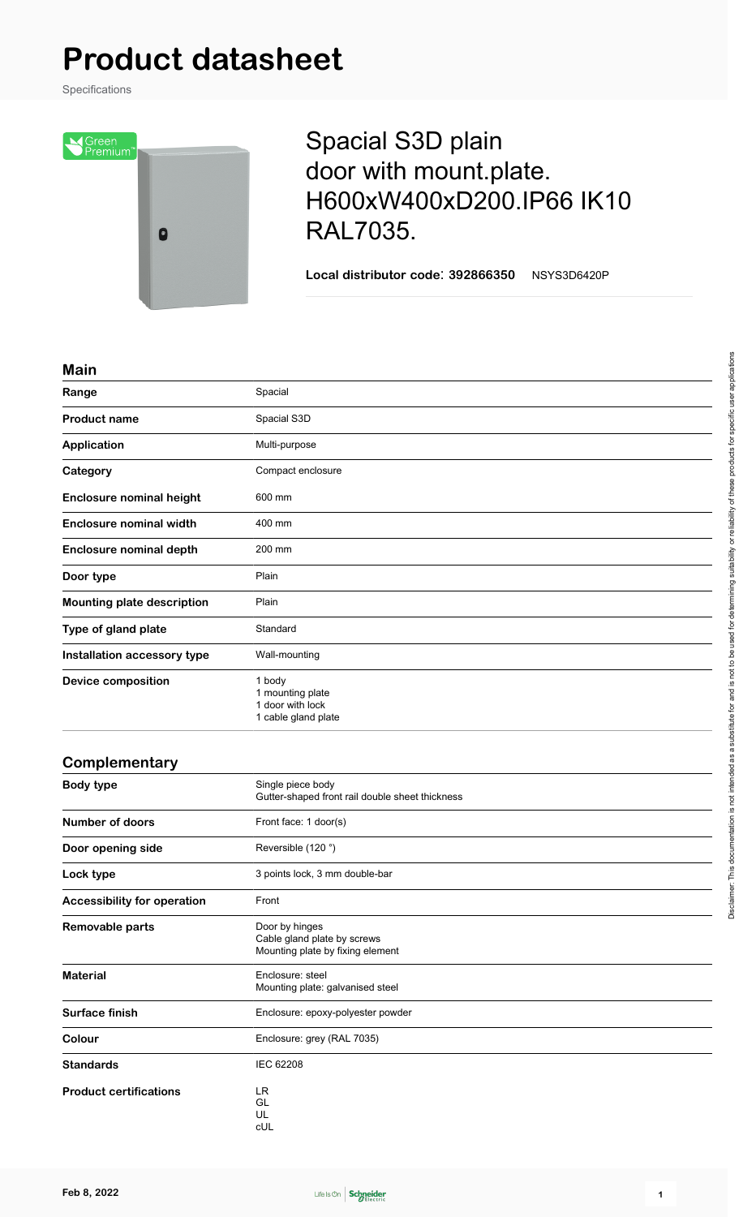# Product datasheet

Specifications

## Spacial S3D plain door with mount.plate. H600xW400xD200.IP66 IK10 RAL7035.

**Local distributor code: 392866350** NSYS3D6420P

### Main

| | |
|---|---|
| **Range** | Spacial |
| **Product name** | Spacial S3D |
| **Application** | Multi-purpose |
| **Category** | Compact enclosure |
| **Enclosure nominal height** | 600 mm |
| **Enclosure nominal width** | 400 mm |
| **Enclosure nominal depth** | 200 mm |
| **Door type** | Plain |
| **Mounting plate description** | Plain |
| **Type of gland plate** | Standard |
| **Installation accessory type** | Wall-mounting |
| **Device composition** | 1 body<br>1 mounting plate<br>1 door with lock<br>1 cable gland plate |

### Complementary

| | |
|---|---|
| **Body type** | Single piece body<br>Gutter-shaped front rail double sheet thickness |
| **Number of doors** | Front face: 1 door(s) |
| **Door opening side** | Reversible (120 °) |
| **Lock type** | 3 points lock, 3 mm double-bar |
| **Accessibility for operation** | Front |
| **Removable parts** | Door by hinges<br>Cable gland plate by screws<br>Mounting plate by fixing element |
| **Material** | Enclosure: steel<br>Mounting plate: galvanised steel |
| **Surface finish** | Enclosure: epoxy-polyester powder |
| **Colour** | Enclosure: grey (RAL 7035) |
| **Standards** | IEC 62208 |
| **Product certifications** | LR<br>GL<br>UL<br>cUL |

Disclaimer: This documentation is not intended as a substitute for and is not to be used for determining suitability or reliability of these products for specific user applications

Feb 8, 2022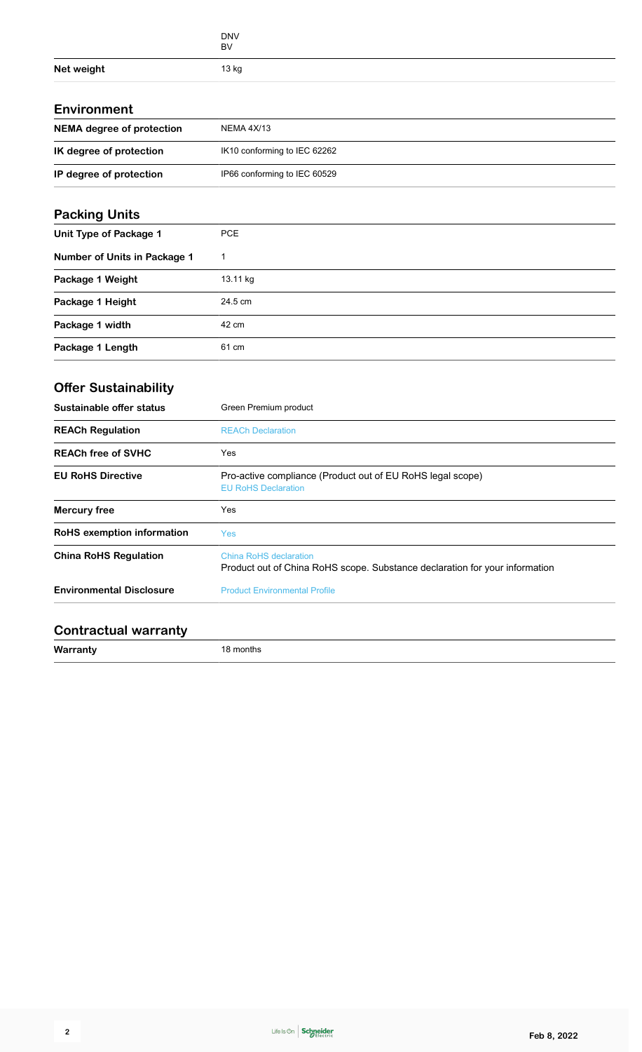| | |
|---|---|
| | DNV<br>BV |
| **Net weight** | 13 kg |

## Environment

| | |
|---|---|
| **NEMA degree of protection** | NEMA 4X/13 |
| **IK degree of protection** | IK10 conforming to IEC 62262 |
| **IP degree of protection** | IP66 conforming to IEC 60529 |

## Packing Units

| | |
|---|---|
| **Unit Type of Package 1** | PCE |
| **Number of Units in Package 1** | 1 |
| **Package 1 Weight** | 13.11 kg |
| **Package 1 Height** | 24.5 cm |
| **Package 1 width** | 42 cm |
| **Package 1 Length** | 61 cm |

## Offer Sustainability

| | |
|---|---|
| **Sustainable offer status** | Green Premium product |
| **REACh Regulation** | REACh Declaration |
| **REACh free of SVHC** | Yes |
| **EU RoHS Directive** | Pro-active compliance (Product out of EU RoHS legal scope)<br>EU RoHS Declaration |
| **Mercury free** | Yes |
| **RoHS exemption information** | Yes |
| **China RoHS Regulation** | China RoHS declaration<br>Product out of China RoHS scope. Substance declaration for your information |
| **Environmental Disclosure** | Product Environmental Profile |

## Contractual warranty

| | |
|---|---|
| **Warranty** | 18 months |